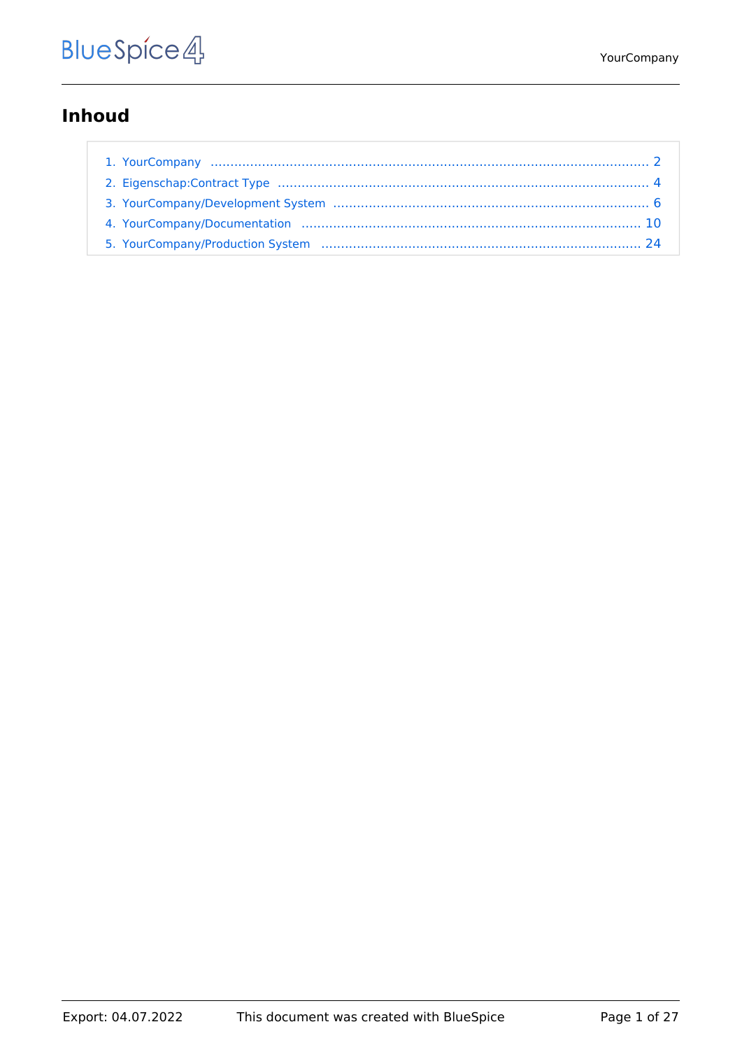# Inhoud

1. YourCompany ........ 2
2. Eigenschap:Contract Type ........ 4
3. YourCompany/Development System ........ 6
4. YourCompany/Documentation ........ 10
5. YourCompany/Production System ........ 24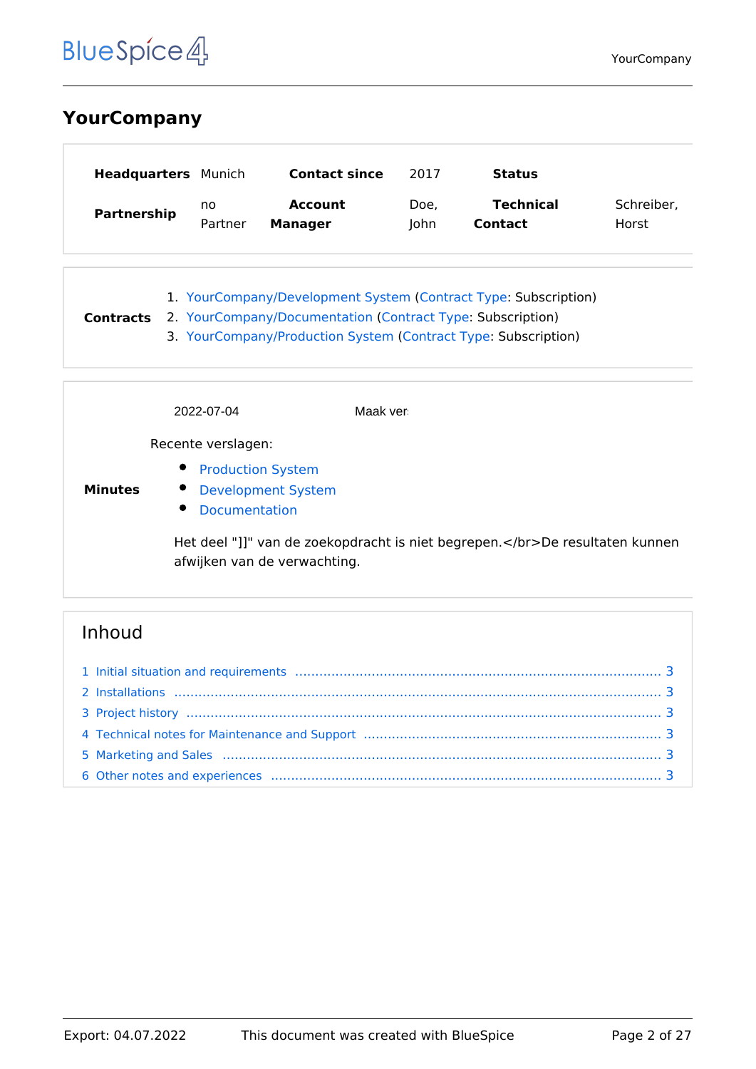# YourCompany

| **Headquarters** | Munich | **Contact since** | 2017 | **Status** | |
|---|---|---|---|---|---|
| **Partnership** | no Partner | **Account Manager** | Doe, John | **Technical Contact** | Schreiber, Horst |

**Contracts**

1. YourCompany/Development System (Contract Type: Subscription)
2. YourCompany/Documentation (Contract Type: Subscription)
3. YourCompany/Production System (Contract Type: Subscription)

**Minutes**

2022-07-04 Maak ver

Recente verslagen:

- Production System
- Development System
- Documentation

Het deel "]]" van de zoekopdracht is niet begrepen.</br>De resultaten kunnen afwijken van de verwachting.

## Inhoud

1 Initial situation and requirements ........ 3
2 Installations ........ 3
3 Project history ........ 3
4 Technical notes for Maintenance and Support ........ 3
5 Marketing and Sales ........ 3
6 Other notes and experiences ........ 3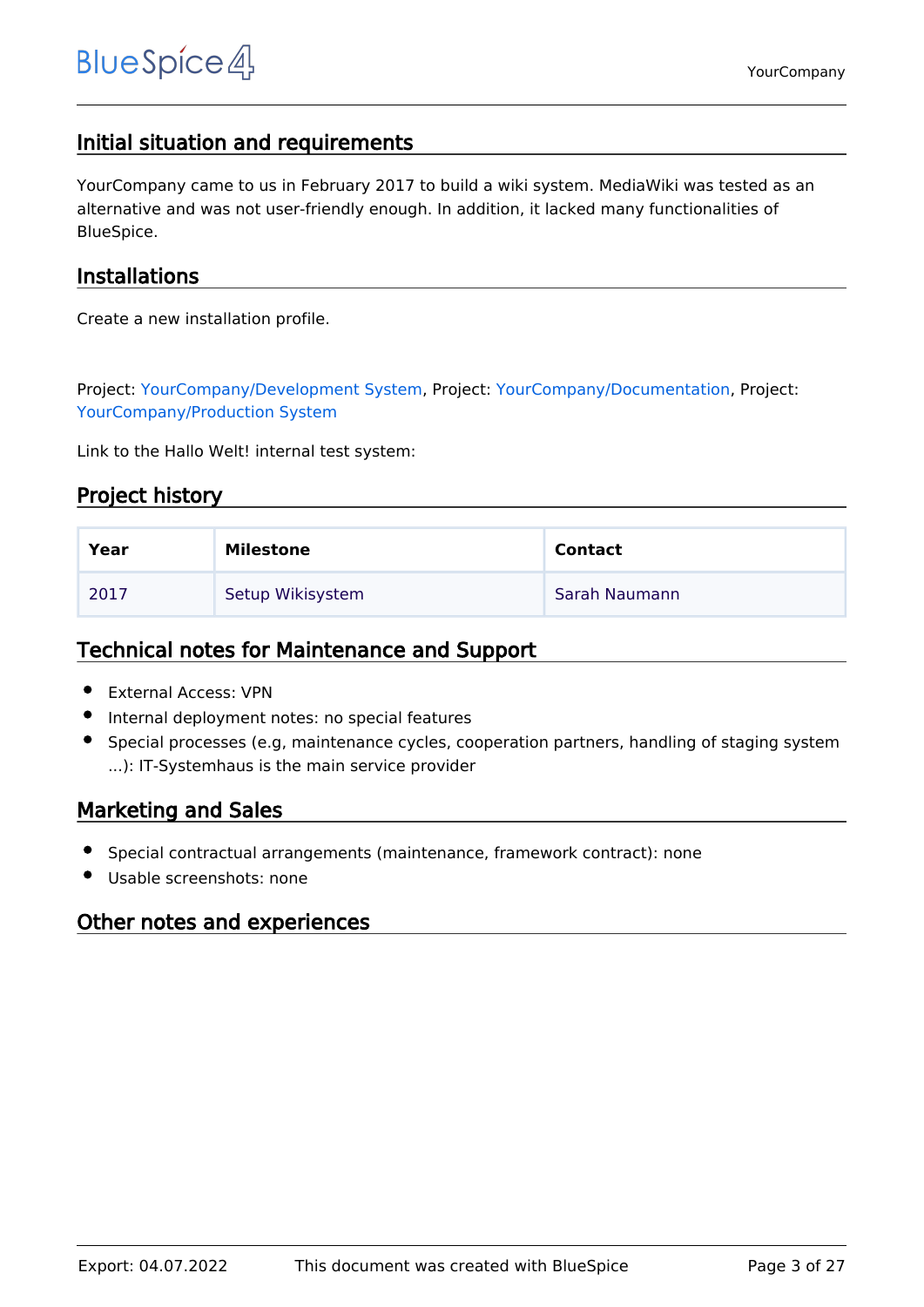## Initial situation and requirements

YourCompany came to us in February 2017 to build a wiki system. MediaWiki was tested as an alternative and was not user-friendly enough. In addition, it lacked many functionalities of BlueSpice.

## Installations

Create a new installation profile.

Project: YourCompany/Development System, Project: YourCompany/Documentation, Project: YourCompany/Production System

Link to the Hallo Welt! internal test system:

## Project history

| Year | Milestone | Contact |
| --- | --- | --- |
| 2017 | Setup Wikisystem | Sarah Naumann |

## Technical notes for Maintenance and Support

- External Access: VPN
- Internal deployment notes: no special features
- Special processes (e.g, maintenance cycles, cooperation partners, handling of staging system ...): IT-Systemhaus is the main service provider

## Marketing and Sales

- Special contractual arrangements (maintenance, framework contract): none
- Usable screenshots: none

## Other notes and experiences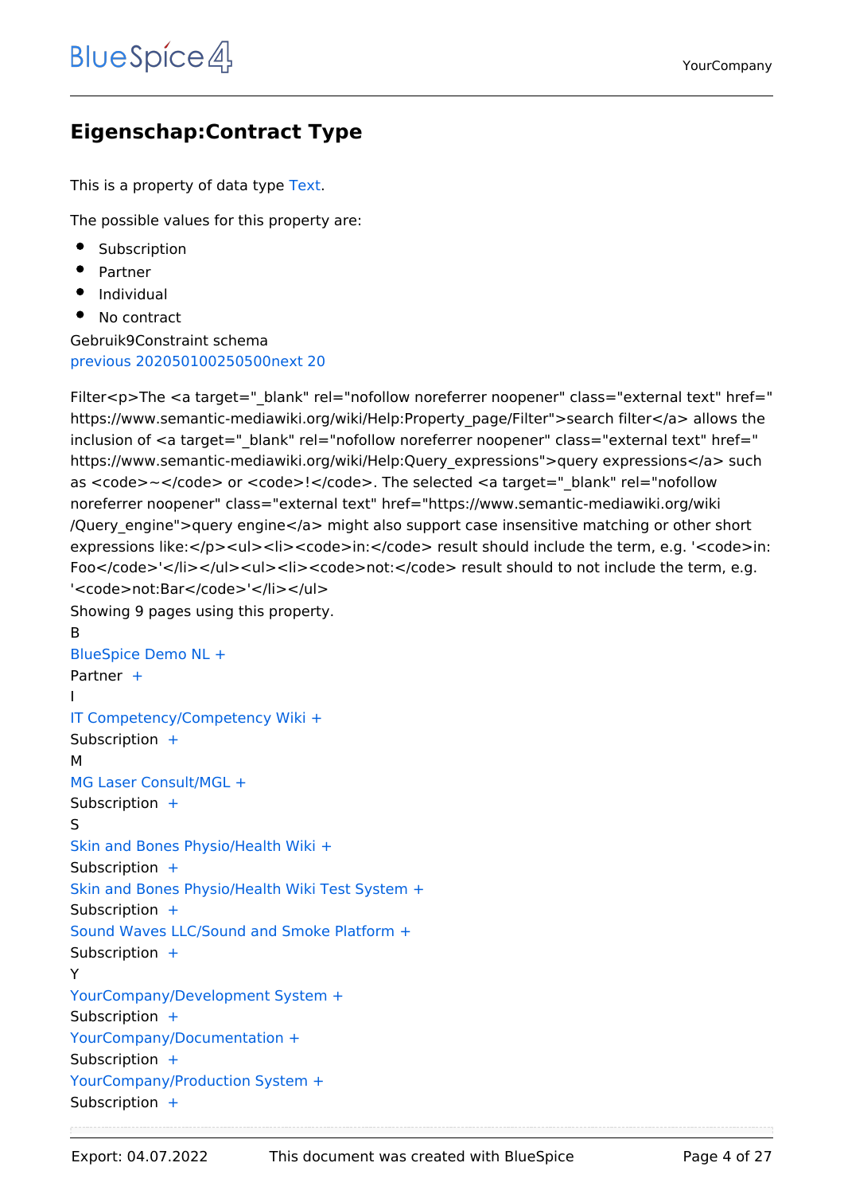# Eigenschap:Contract Type

This is a property of data type Text.

The possible values for this property are:

- Subscription
- Partner
- Individual
- No contract

Gebruik9Constraint schema

previous 202050100250500next 20

Filter<p>The <a target="_blank" rel="nofollow noreferrer noopener" class="external text" href="https://www.semantic-mediawiki.org/wiki/Help:Property_page/Filter">search filter</a> allows the inclusion of <a target="_blank" rel="nofollow noreferrer noopener" class="external text" href="https://www.semantic-mediawiki.org/wiki/Help:Query_expressions">query expressions</a> such as <code>~</code> or <code>!</code>. The selected <a target="_blank" rel="nofollow noreferrer noopener" class="external text" href="https://www.semantic-mediawiki.org/wiki/Query_engine">query engine</a> might also support case insensitive matching or other short expressions like:</p><ul><li><code>in:</code> result should include the term, e.g. '<code>in:Foo</code>'</li></ul><ul><li><code>not:</code> result should to not include the term, e.g. '<code>not:Bar</code>'</li></ul>

Showing 9 pages using this property.

B

BlueSpice Demo NL +

Partner +

I

IT Competency/Competency Wiki +

Subscription +

M

MG Laser Consult/MGL +

Subscription +

S

Skin and Bones Physio/Health Wiki +

Subscription +

Skin and Bones Physio/Health Wiki Test System +

Subscription +

Sound Waves LLC/Sound and Smoke Platform +

Subscription +

Y

YourCompany/Development System +

Subscription +

YourCompany/Documentation +

Subscription +

YourCompany/Production System +

Subscription +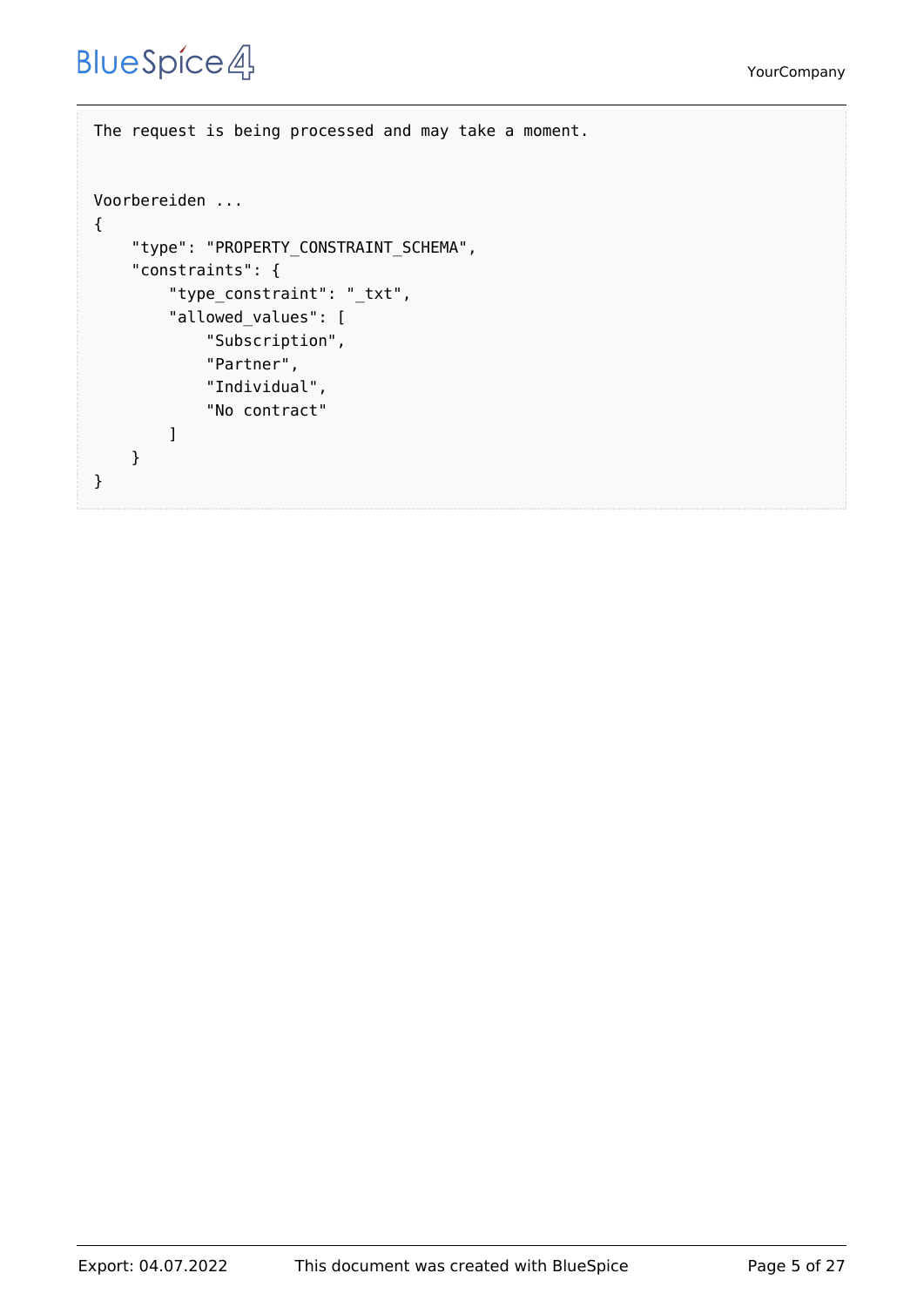```
The request is being processed and may take a moment.


Voorbereiden ...
{
    "type": "PROPERTY_CONSTRAINT_SCHEMA",
    "constraints": {
        "type_constraint": "_txt",
        "allowed_values": [
            "Subscription",
            "Partner",
            "Individual",
            "No contract"
        ]
    }
}
```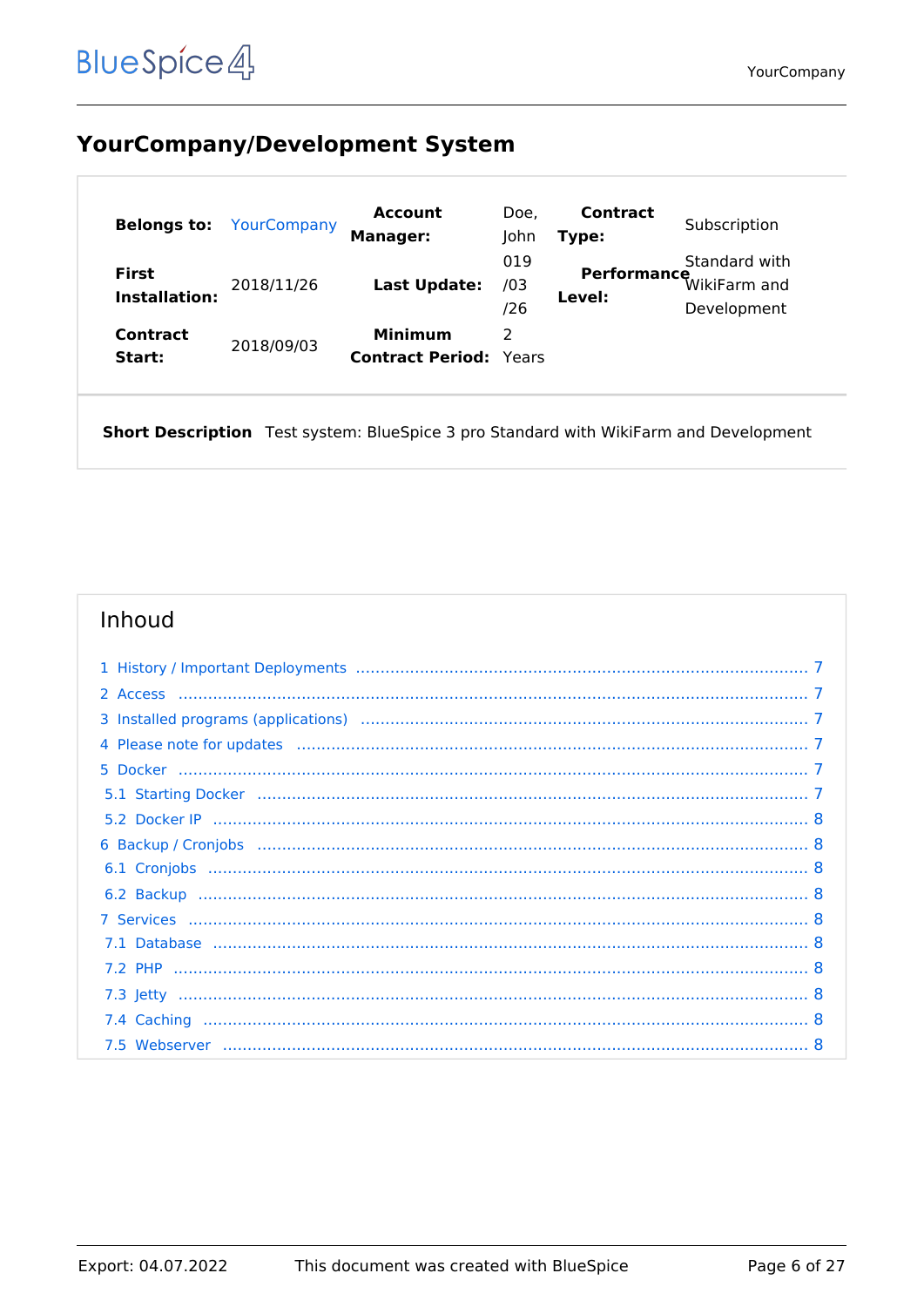# YourCompany/Development System

| | | | | | |
|---|---|---|---|---|---|
| **Belongs to:** | YourCompany | **Account Manager:** | Doe, John | **Contract Type:** | Subscription |
| **First Installation:** | 2018/11/26 | **Last Update:** | 019/03/26 | **Performance Level:** | Standard with WikiFarm and Development |
| **Contract Start:** | 2018/09/03 | **Minimum Contract Period:** | 2 Years | | |

| | |
|---|---|
| **Short Description** | Test system: BlueSpice 3 pro Standard with WikiFarm and Development |

## Inhoud

- 1 History / Important Deployments ... 7
- 2 Access ... 7
- 3 Installed programs (applications) ... 7
- 4 Please note for updates ... 7
- 5 Docker ... 7
  - 5.1 Starting Docker ... 7
  - 5.2 Docker IP ... 8
- 6 Backup / Cronjobs ... 8
  - 6.1 Cronjobs ... 8
  - 6.2 Backup ... 8
- 7 Services ... 8
  - 7.1 Database ... 8
  - 7.2 PHP ... 8
  - 7.3 Jetty ... 8
  - 7.4 Caching ... 8
  - 7.5 Webserver ... 8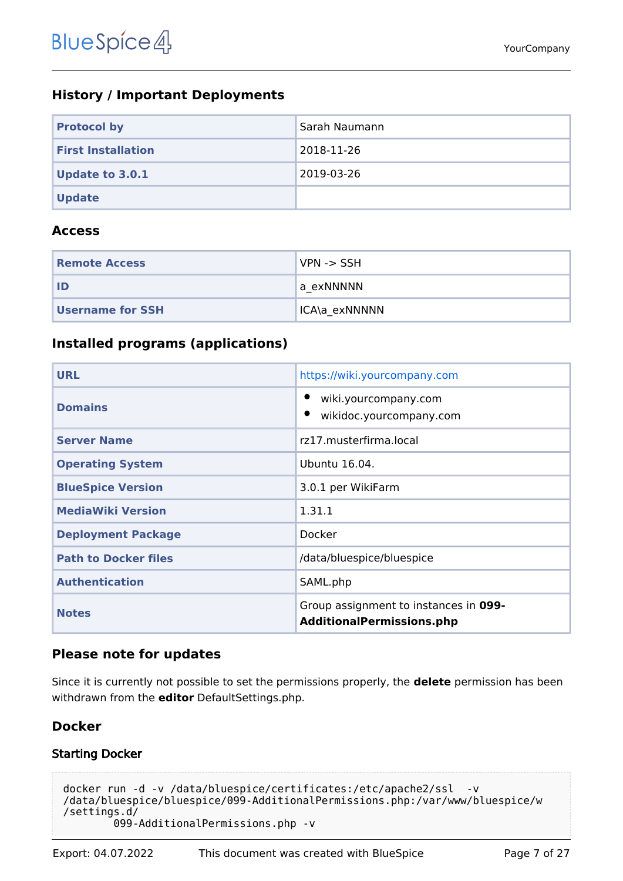## History / Important Deployments

| **Protocol by** | Sarah Naumann |
|---|---|
| **First Installation** | 2018-11-26 |
| **Update to 3.0.1** | 2019-03-26 |
| **Update** | |

## Access

| **Remote Access** | VPN -> SSH |
|---|---|
| **ID** | a_exNNNNN |
| **Username for SSH** | ICA\a_exNNNNN |

## Installed programs (applications)

| **URL** | https://wiki.yourcompany.com |
|---|---|
| **Domains** | • wiki.yourcompany.com<br>• wikidoc.yourcompany.com |
| **Server Name** | rz17.musterfirma.local |
| **Operating System** | Ubuntu 16.04. |
| **BlueSpice Version** | 3.0.1 per WikiFarm |
| **MediaWiki Version** | 1.31.1 |
| **Deployment Package** | Docker |
| **Path to Docker files** | /data/bluespice/bluespice |
| **Authentication** | SAML.php |
| **Notes** | Group assignment to instances in **099-AdditionalPermissions.php** |

## Please note for updates

Since it is currently not possible to set the permissions properly, the **delete** permission has been withdrawn from the **editor** DefaultSettings.php.

## Docker

### Starting Docker

```
docker run -d -v /data/bluespice/certificates:/etc/apache2/ssl  -v
/data/bluespice/bluespice/099-AdditionalPermissions.php:/var/www/bluespice/w
/settings.d/
        099-AdditionalPermissions.php -v
```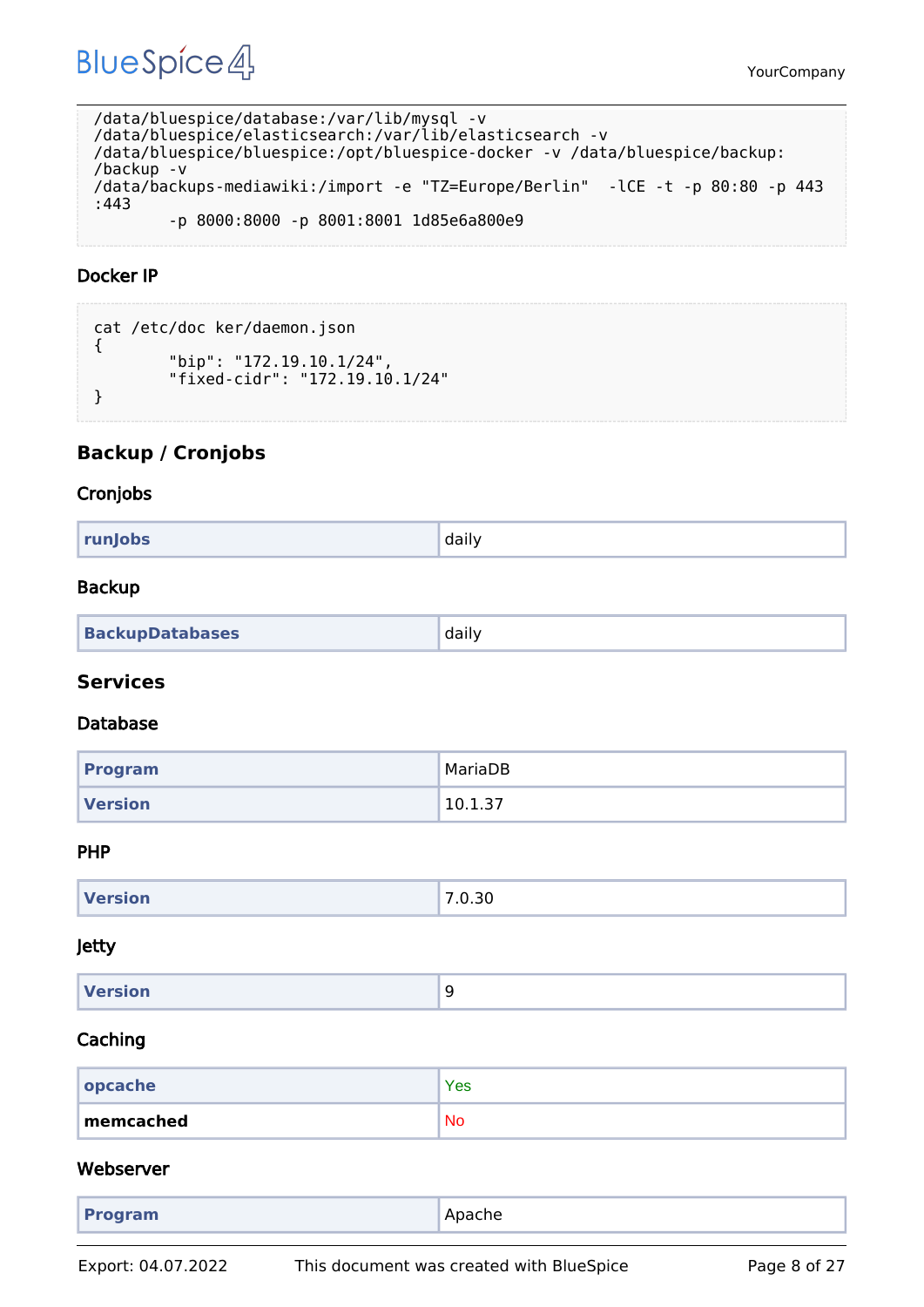```
/data/bluespice/database:/var/lib/mysql -v
/data/bluespice/elasticsearch:/var/lib/elasticsearch -v
/data/bluespice/bluespice:/opt/bluespice-docker -v /data/bluespice/backup:
/backup -v
/data/backups-mediawiki:/import -e "TZ=Europe/Berlin"  -lCE -t -p 80:80 -p 443
:443
        -p 8000:8000 -p 8001:8001 1d85e6a800e9
```

### Docker IP

```
cat /etc/doc ker/daemon.json
{
        "bip": "172.19.10.1/24",
        "fixed-cidr": "172.19.10.1/24"
}
```

## Backup / Cronjobs

### Cronjobs

| | |
|---|---|
| **runJobs** | daily |

### Backup

| | |
|---|---|
| **BackupDatabases** | daily |

## Services

### Database

| | |
|---|---|
| **Program** | MariaDB |
| **Version** | 10.1.37 |

### PHP

| | |
|---|---|
| **Version** | 7.0.30 |

### Jetty

| | |
|---|---|
| **Version** | 9 |

### Caching

| | |
|---|---|
| **opcache** | Yes |
| **memcached** | No |

### Webserver

| | |
|---|---|
| **Program** | Apache |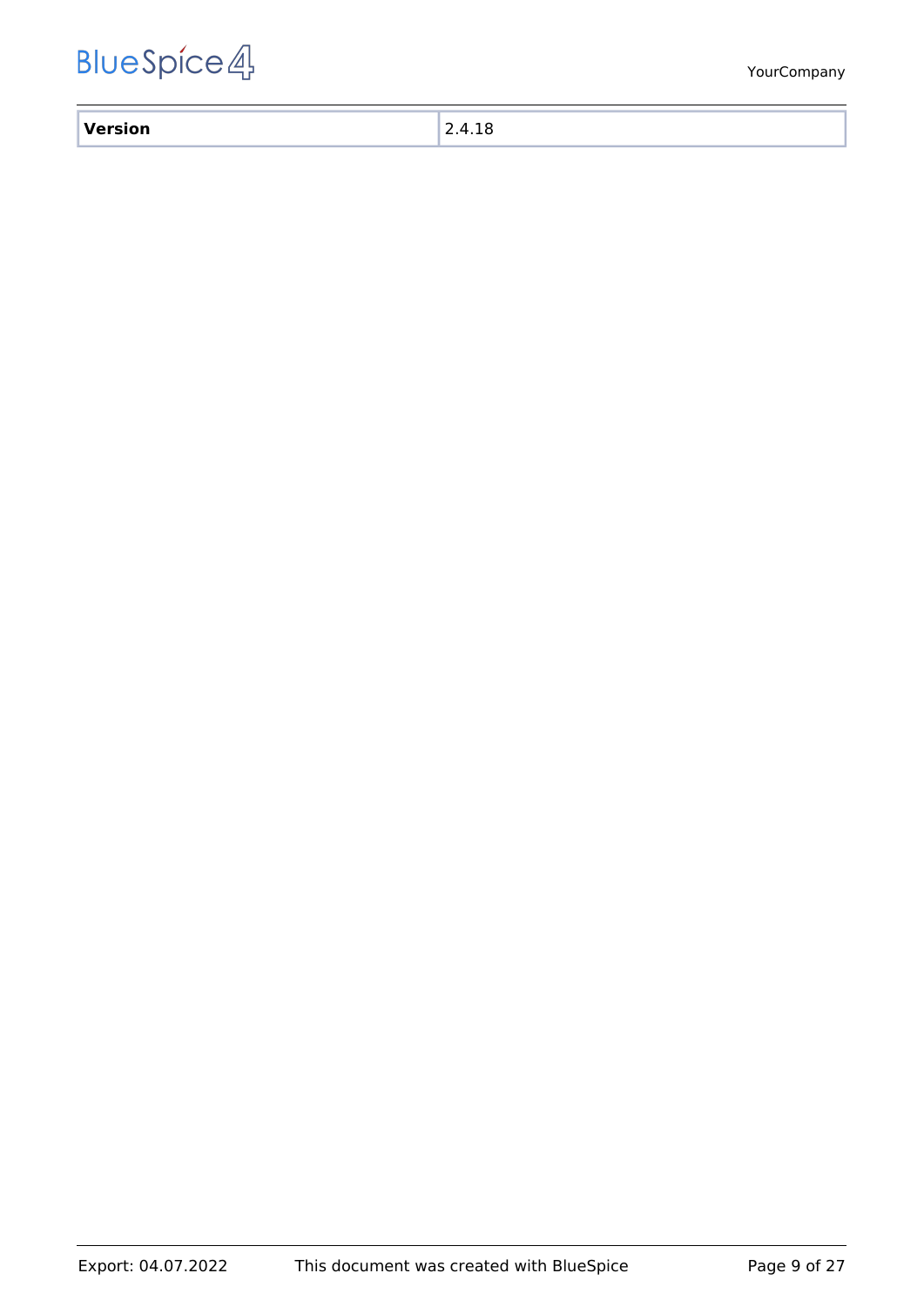| Version | 2.4.18 |
| --- | --- |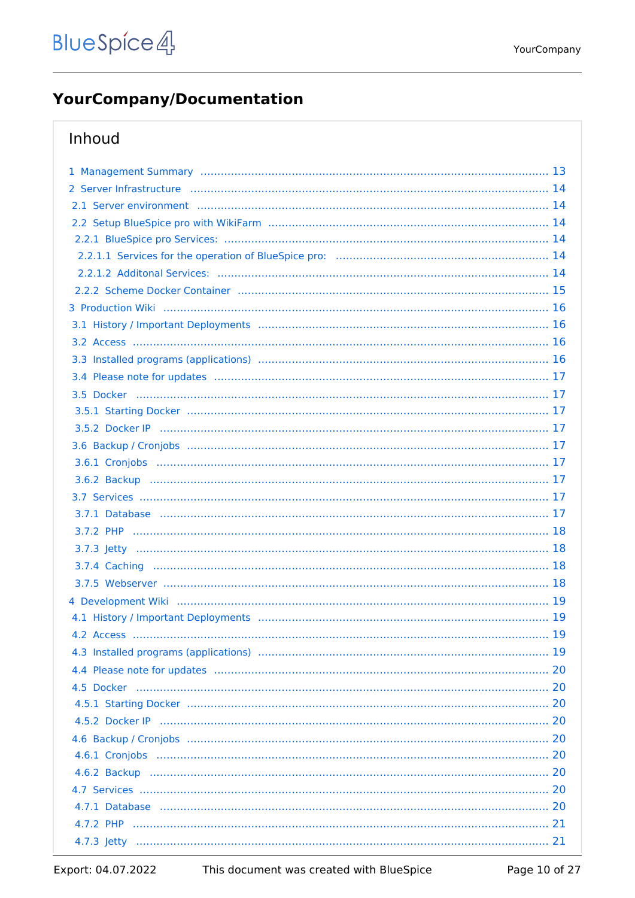# YourCompany/Documentation

## Inhoud

- 1 Management Summary ... 13
- 2 Server Infrastructure ... 14
  - 2.1 Server environment ... 14
  - 2.2 Setup BlueSpice pro with WikiFarm ... 14
    - 2.2.1 BlueSpice pro Services: ... 14
      - 2.2.1.1 Services for the operation of BlueSpice pro: ... 14
      - 2.2.1.2 Additonal Services: ... 14
    - 2.2.2 Scheme Docker Container ... 15
- 3 Production Wiki ... 16
  - 3.1 History / Important Deployments ... 16
  - 3.2 Access ... 16
  - 3.3 Installed programs (applications) ... 16
  - 3.4 Please note for updates ... 17
  - 3.5 Docker ... 17
    - 3.5.1 Starting Docker ... 17
    - 3.5.2 Docker IP ... 17
  - 3.6 Backup / Cronjobs ... 17
    - 3.6.1 Cronjobs ... 17
    - 3.6.2 Backup ... 17
  - 3.7 Services ... 17
    - 3.7.1 Database ... 17
    - 3.7.2 PHP ... 18
    - 3.7.3 Jetty ... 18
    - 3.7.4 Caching ... 18
    - 3.7.5 Webserver ... 18
- 4 Development Wiki ... 19
  - 4.1 History / Important Deployments ... 19
  - 4.2 Access ... 19
  - 4.3 Installed programs (applications) ... 19
  - 4.4 Please note for updates ... 20
  - 4.5 Docker ... 20
    - 4.5.1 Starting Docker ... 20
    - 4.5.2 Docker IP ... 20
  - 4.6 Backup / Cronjobs ... 20
    - 4.6.1 Cronjobs ... 20
    - 4.6.2 Backup ... 20
  - 4.7 Services ... 20
    - 4.7.1 Database ... 20
    - 4.7.2 PHP ... 21
    - 4.7.3 Jetty ... 21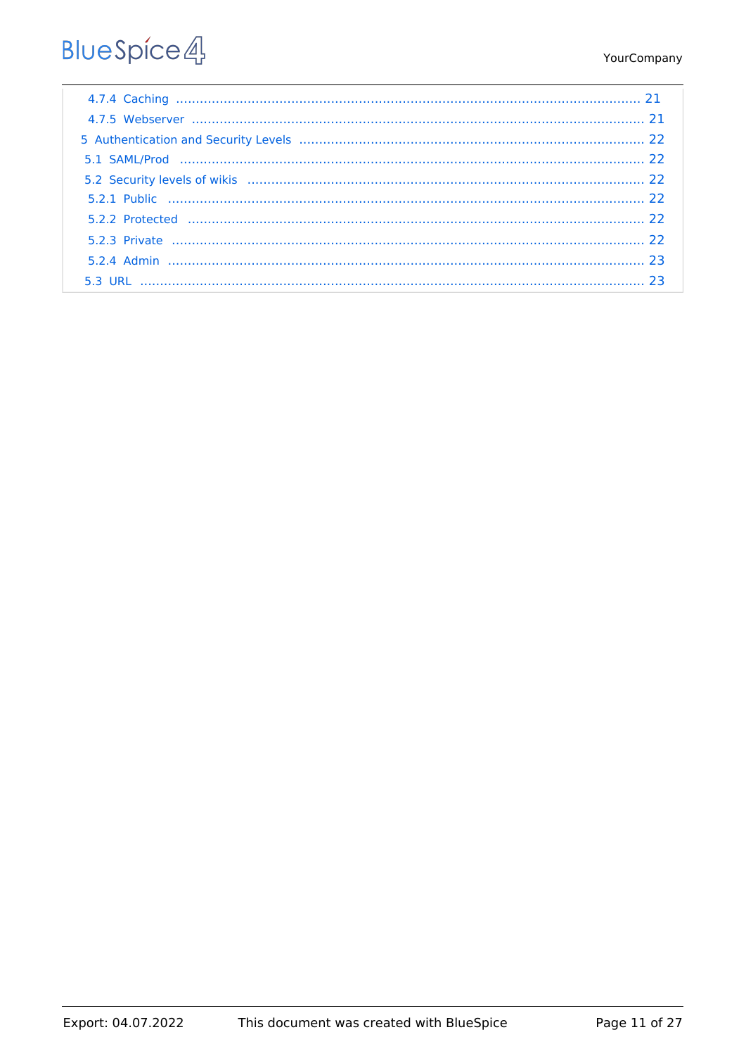- 4.7.4 Caching ..................................................................................................... 21
- 4.7.5 Webserver ................................................................................................. 21
- 5 Authentication and Security Levels ...................................................................... 22
- 5.1 SAML/Prod .................................................................................................... 22
- 5.2 Security levels of wikis .................................................................................. 22
- 5.2.1 Public ....................................................................................................... 22
- 5.2.2 Protected ................................................................................................. 22
- 5.2.3 Private ...................................................................................................... 22
- 5.2.4 Admin ....................................................................................................... 23
- 5.3 URL .............................................................................................................. 23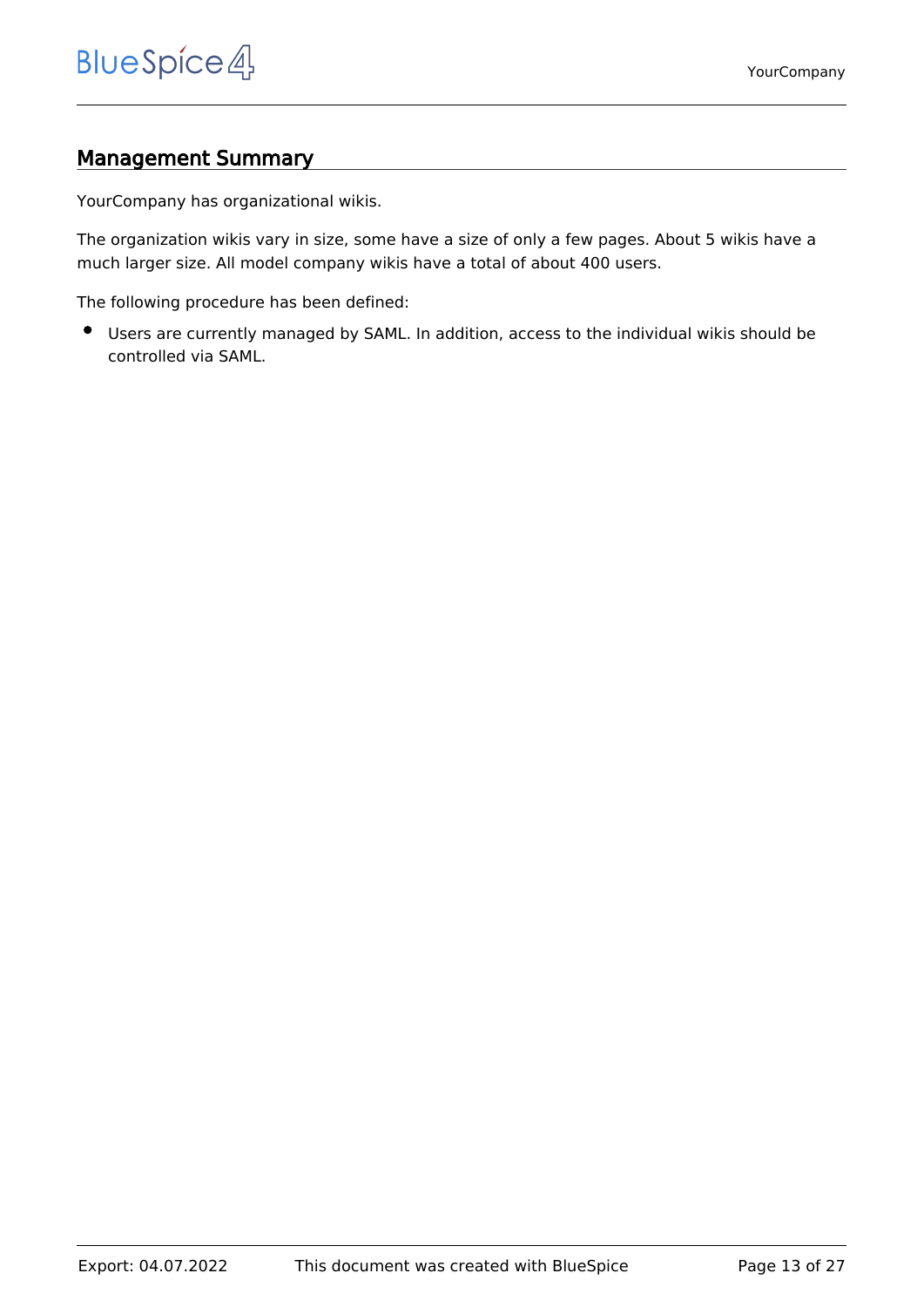## Management Summary

YourCompany has organizational wikis.

The organization wikis vary in size, some have a size of only a few pages. About 5 wikis have a much larger size. All model company wikis have a total of about 400 users.

The following procedure has been defined:

- Users are currently managed by SAML. In addition, access to the individual wikis should be controlled via SAML.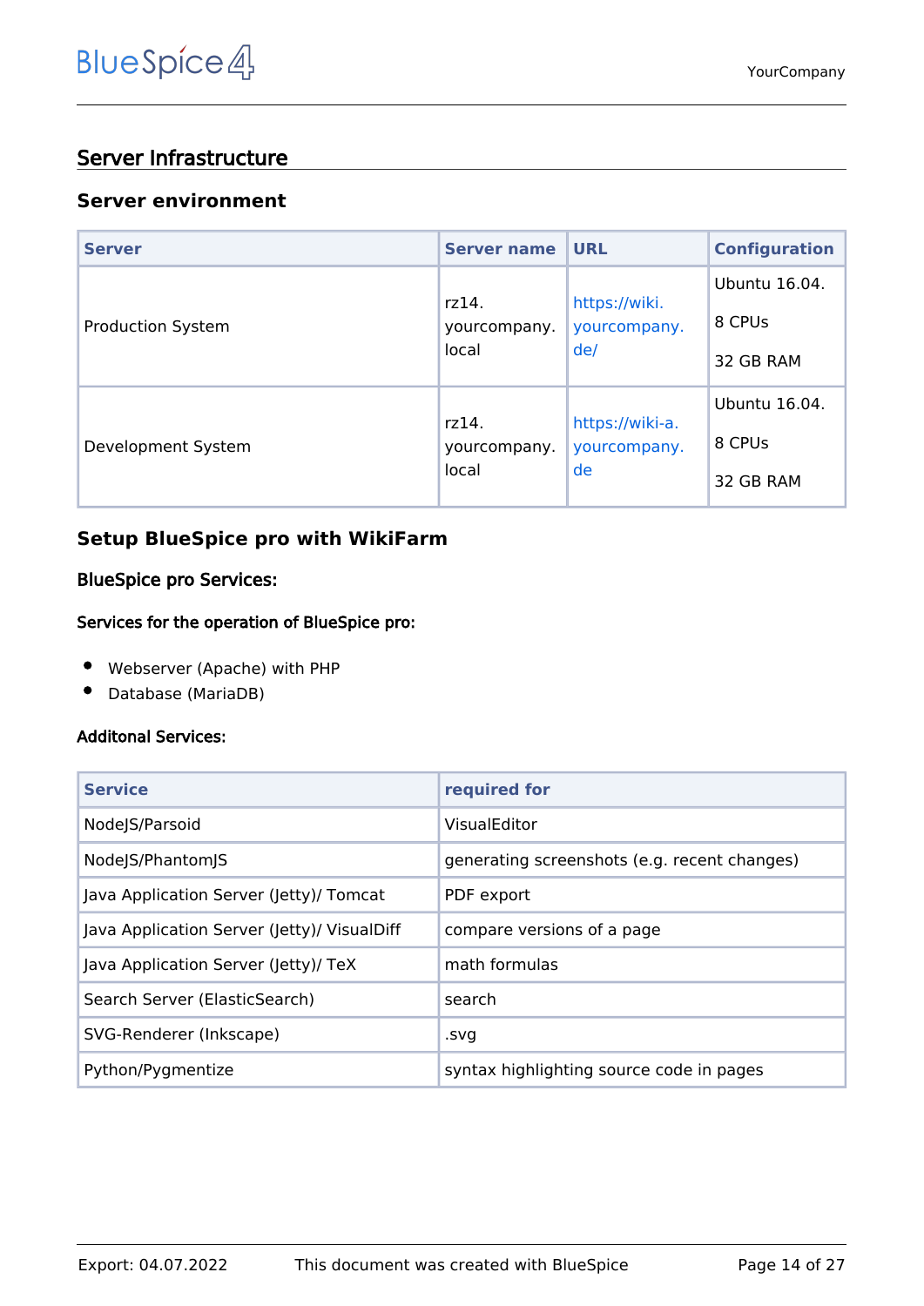## Server Infrastructure

### Server environment

| Server | Server name | URL | Configuration |
|---|---|---|---|
| Production System | rz14.yourcompany.local | https://wiki.yourcompany.de/ | Ubuntu 16.04.<br>8 CPUs<br>32 GB RAM |
| Development System | rz14.yourcompany.local | https://wiki-a.yourcompany.de | Ubuntu 16.04.<br>8 CPUs<br>32 GB RAM |

### Setup BlueSpice pro with WikiFarm

#### BlueSpice pro Services:

##### Services for the operation of BlueSpice pro:

- Webserver (Apache) with PHP
- Database (MariaDB)

##### Additonal Services:

| Service | required for |
|---|---|
| NodeJS/Parsoid | VisualEditor |
| NodeJS/PhantomJS | generating screenshots (e.g. recent changes) |
| Java Application Server (Jetty)/ Tomcat | PDF export |
| Java Application Server (Jetty)/ VisualDiff | compare versions of a page |
| Java Application Server (Jetty)/ TeX | math formulas |
| Search Server (ElasticSearch) | search |
| SVG-Renderer (Inkscape) | .svg |
| Python/Pygmentize | syntax highlighting source code in pages |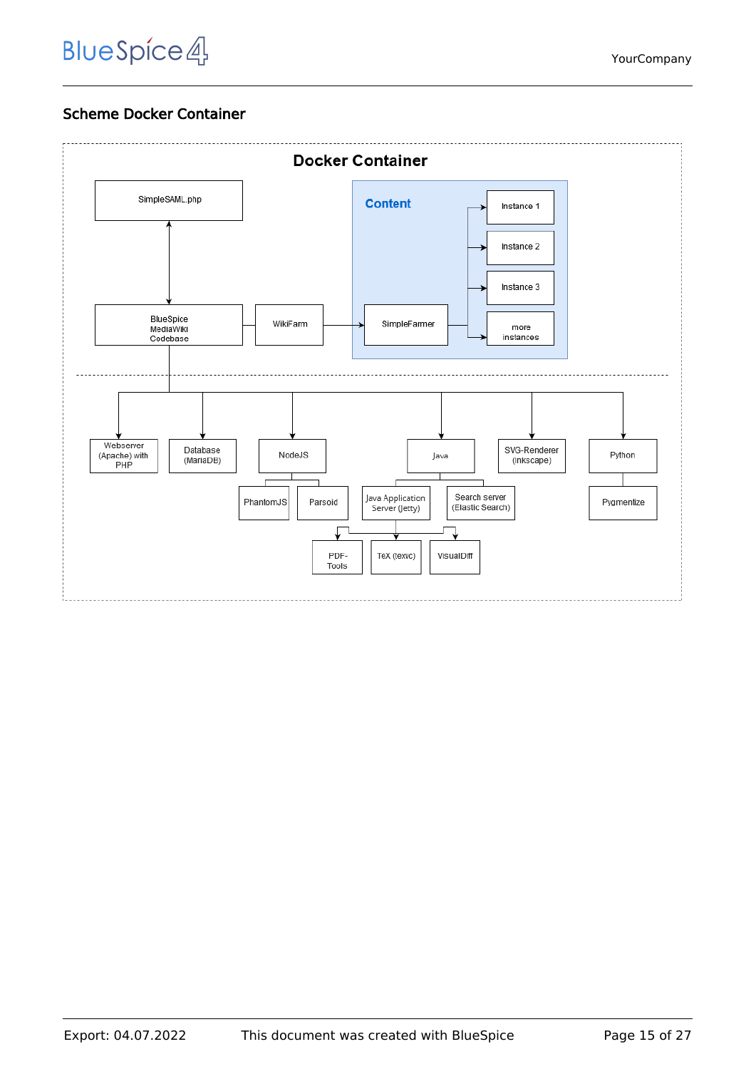## Scheme Docker Container

Docker Container

SimpleSAML.php

Content

Instance 1

Instance 2

Instance 3

more instances

BlueSpice MediaWiki Codebase

WikiFarm

SimpleFarmer

Webserver (Apache) with PHP

Database (MariaDB)

NodeJS

Java

SVG-Renderer (Inkscape)

Python

PhantomJS

Parsoid

Java Application Server (Jetty)

Search server (Elastic Search)

Pygmentize

PDF-Tools

TeX (texvc)

VisualDiff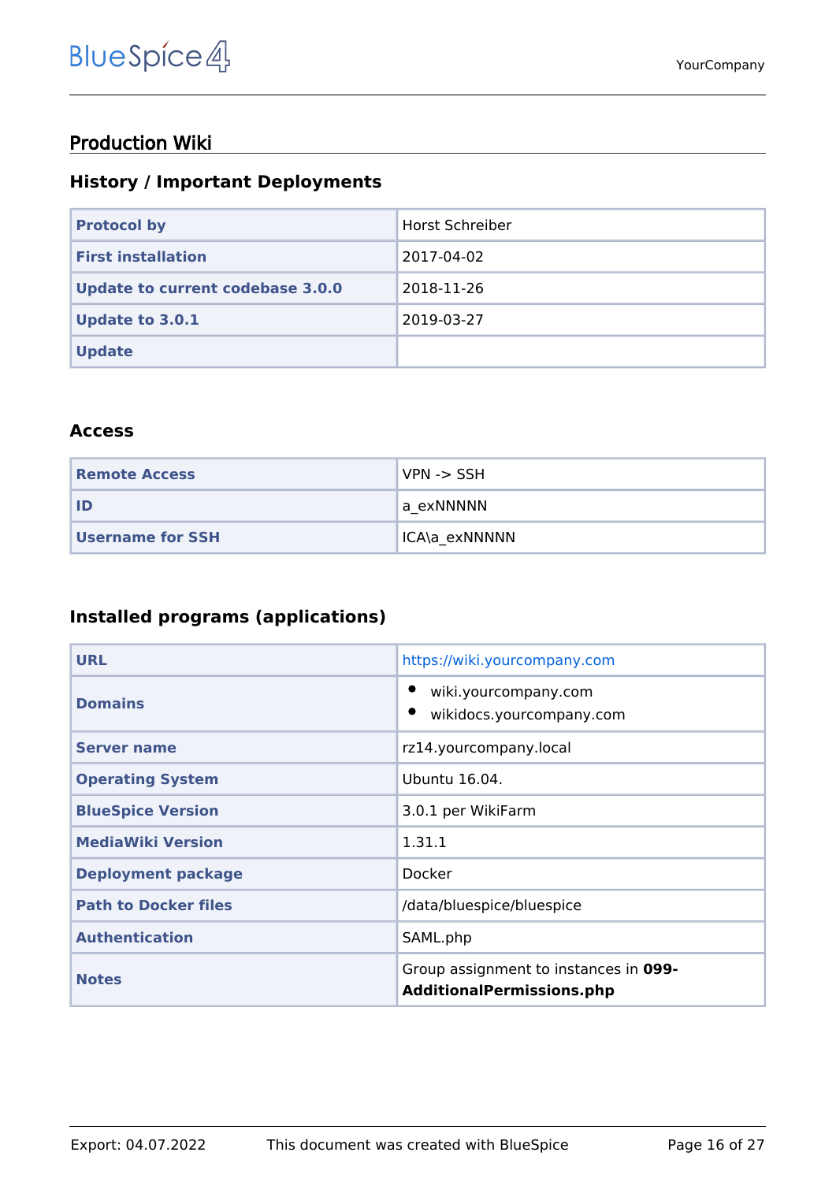## Production Wiki

### History / Important Deployments

| **Protocol by** | Horst Schreiber |
|---|---|
| **First installation** | 2017-04-02 |
| **Update to current codebase 3.0.0** | 2018-11-26 |
| **Update to 3.0.1** | 2019-03-27 |
| **Update** | |

### Access

| **Remote Access** | VPN -> SSH |
|---|---|
| **ID** | a_exNNNNN |
| **Username for SSH** | ICA\a_exNNNNN |

### Installed programs (applications)

| **URL** | https://wiki.yourcompany.com |
|---|---|
| **Domains** | • wiki.yourcompany.com<br>• wikidocs.yourcompany.com |
| **Server name** | rz14.yourcompany.local |
| **Operating System** | Ubuntu 16.04. |
| **BlueSpice Version** | 3.0.1 per WikiFarm |
| **MediaWiki Version** | 1.31.1 |
| **Deployment package** | Docker |
| **Path to Docker files** | /data/bluespice/bluespice |
| **Authentication** | SAML.php |
| **Notes** | Group assignment to instances in **099-AdditionalPermissions.php** |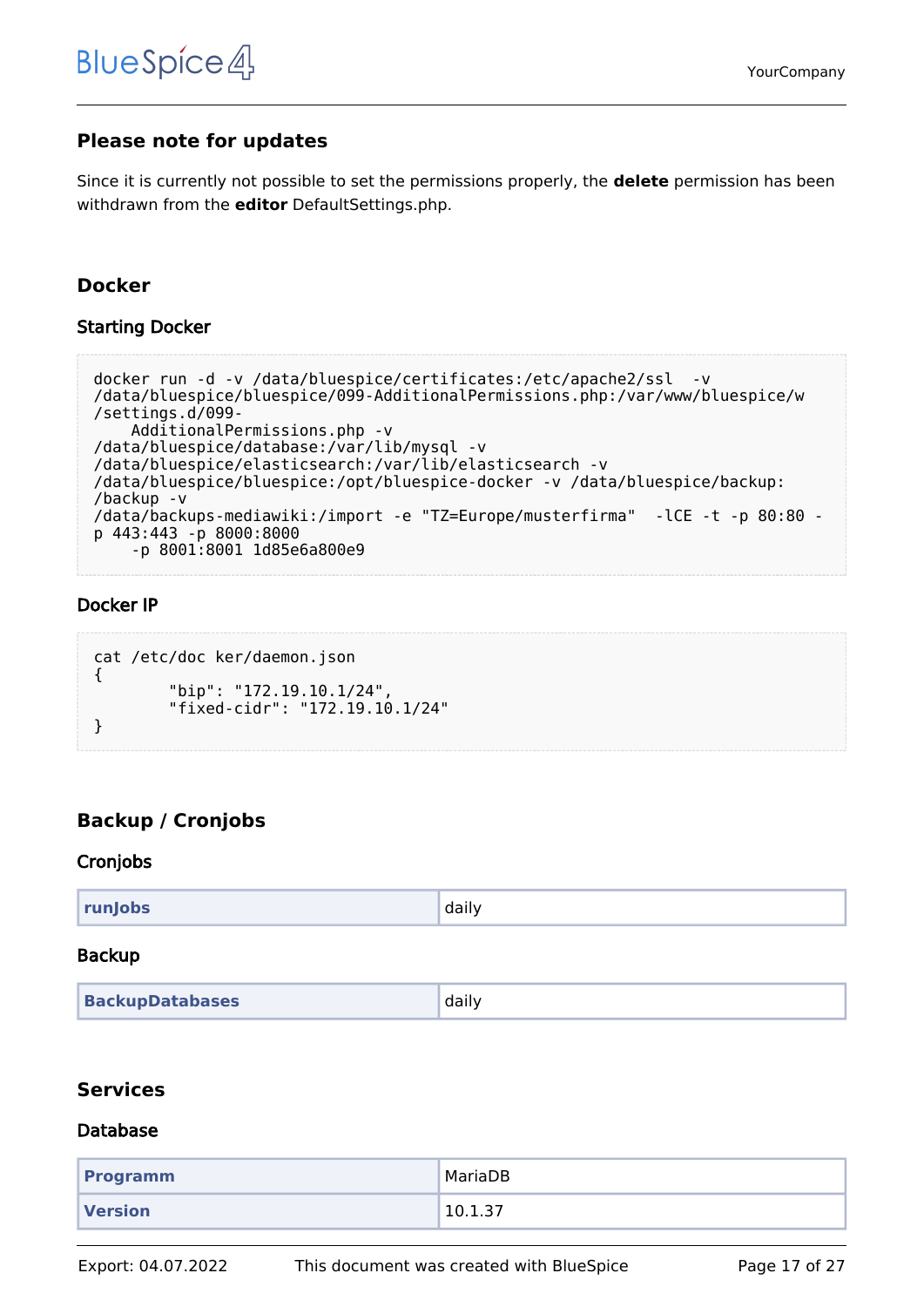### Please note for updates

Since it is currently not possible to set the permissions properly, the **delete** permission has been withdrawn from the **editor** DefaultSettings.php.

## Docker

### Starting Docker

```
docker run -d -v /data/bluespice/certificates:/etc/apache2/ssl  -v
/data/bluespice/bluespice/099-AdditionalPermissions.php:/var/www/bluespice/w
/settings.d/099-
    AdditionalPermissions.php -v
/data/bluespice/database:/var/lib/mysql -v
/data/bluespice/elasticsearch:/var/lib/elasticsearch -v
/data/bluespice/bluespice:/opt/bluespice-docker -v /data/bluespice/backup:
/backup -v
/data/backups-mediawiki:/import -e "TZ=Europe/musterfirma"  -lCE -t -p 80:80 -
p 443:443 -p 8000:8000
    -p 8001:8001 1d85e6a800e9
```

### Docker IP

```
cat /etc/doc ker/daemon.json
{
        "bip": "172.19.10.1/24",
        "fixed-cidr": "172.19.10.1/24"
}
```

## Backup / Cronjobs

### Cronjobs

| | |
|---|---|
| **runJobs** | daily |

### Backup

| | |
|---|---|
| **BackupDatabases** | daily |

## Services

### Database

| | |
|---|---|
| **Programm** | MariaDB |
| **Version** | 10.1.37 |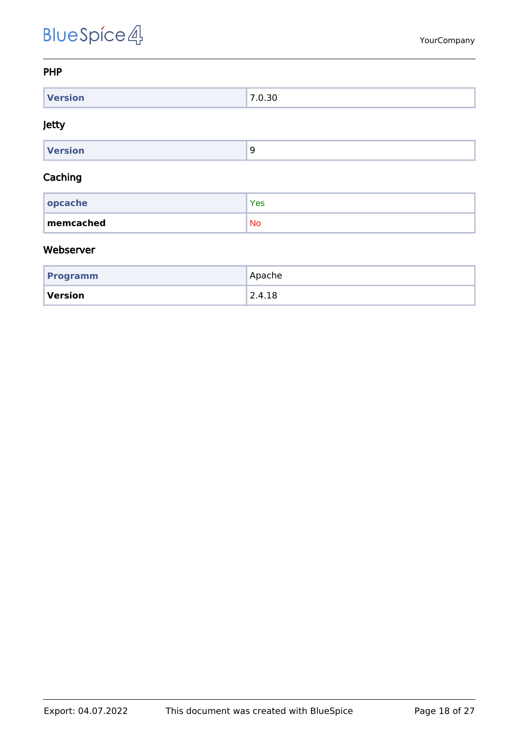### PHP

| Version | 7.0.30 |
|---|---|

### Jetty

| Version | 9 |
|---|---|

### Caching

| opcache | Yes |
|---|---|
| **memcached** | No |

### Webserver

| Programm | Apache |
|---|---|
| **Version** | 2.4.18 |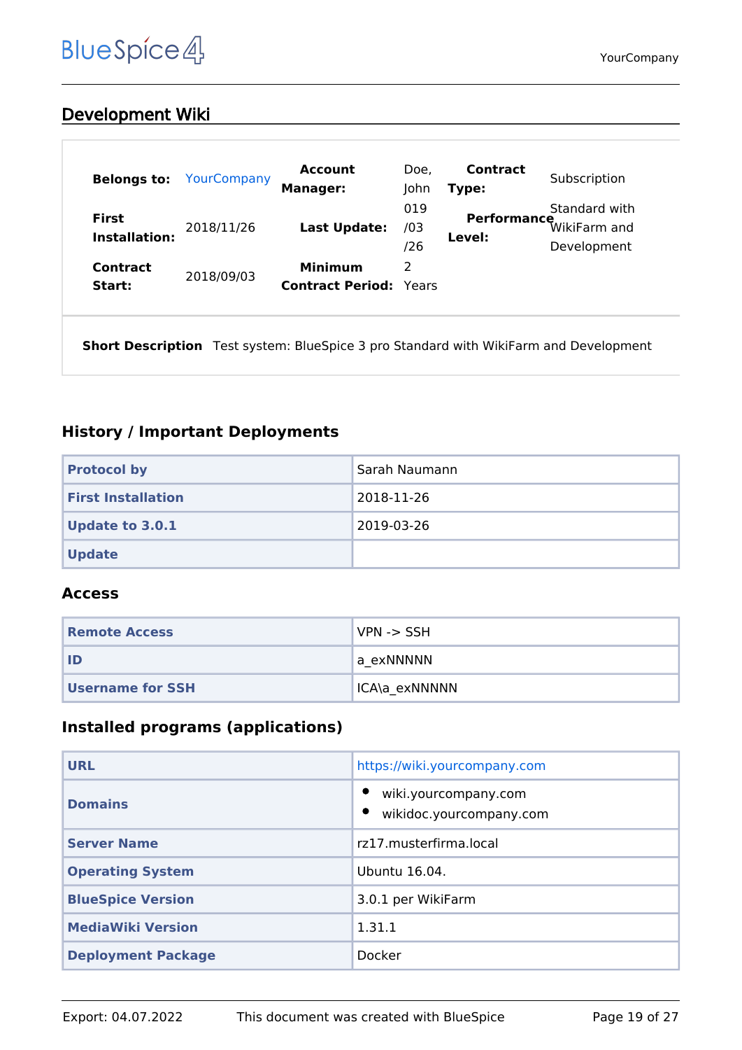## Development Wiki

| | | | | | |
|---|---|---|---|---|---|
| **Belongs to:** | YourCompany | **Account Manager:** | Doe, John | **Contract Type:** | Subscription |
| **First Installation:** | 2018/11/26 | **Last Update:** | 019/03/26 | **Performance Level:** | Standard with WikiFarm and Development |
| **Contract Start:** | 2018/09/03 | **Minimum Contract Period:** | 2 Years | | |

**Short Description** Test system: BlueSpice 3 pro Standard with WikiFarm and Development

### History / Important Deployments

| | |
|---|---|
| **Protocol by** | Sarah Naumann |
| **First Installation** | 2018-11-26 |
| **Update to 3.0.1** | 2019-03-26 |
| **Update** | |

### Access

| | |
|---|---|
| **Remote Access** | VPN -> SSH |
| **ID** | a_exNNNNN |
| **Username for SSH** | ICA\a_exNNNNN |

### Installed programs (applications)

| | |
|---|---|
| **URL** | https://wiki.yourcompany.com |
| **Domains** | • wiki.yourcompany.com<br>• wikidoc.yourcompany.com |
| **Server Name** | rz17.musterfirma.local |
| **Operating System** | Ubuntu 16.04. |
| **BlueSpice Version** | 3.0.1 per WikiFarm |
| **MediaWiki Version** | 1.31.1 |
| **Deployment Package** | Docker |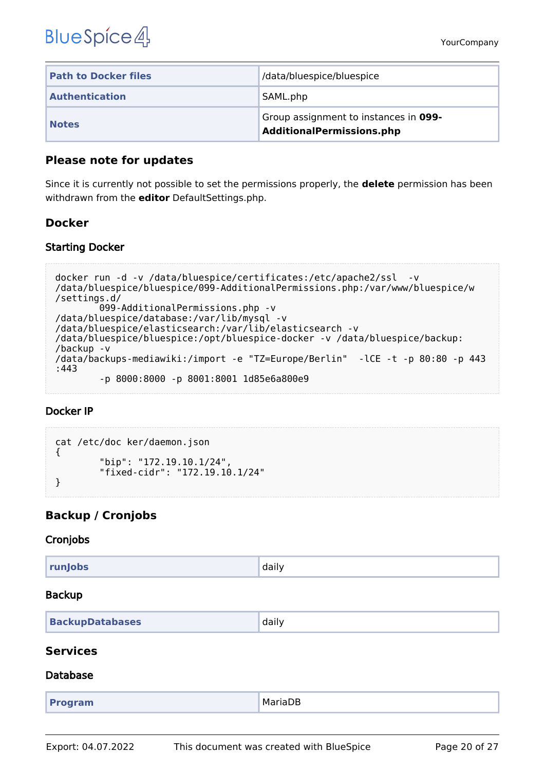| Path to Docker files | /data/bluespice/bluespice |
|---|---|
| Authentication | SAML.php |
| Notes | Group assignment to instances in **099-AdditionalPermissions.php** |

### Please note for updates

Since it is currently not possible to set the permissions properly, the **delete** permission has been withdrawn from the **editor** DefaultSettings.php.

### Docker

#### Starting Docker

```
docker run -d -v /data/bluespice/certificates:/etc/apache2/ssl  -v
/data/bluespice/bluespice/099-AdditionalPermissions.php:/var/www/bluespice/w
/settings.d/
        099-AdditionalPermissions.php -v
/data/bluespice/database:/var/lib/mysql -v
/data/bluespice/elasticsearch:/var/lib/elasticsearch -v
/data/bluespice/bluespice:/opt/bluespice-docker -v /data/bluespice/backup:
/backup -v
/data/backups-mediawiki:/import -e "TZ=Europe/Berlin"  -lCE -t -p 80:80 -p 443
:443
        -p 8000:8000 -p 8001:8001 1d85e6a800e9
```

#### Docker IP

```
cat /etc/doc ker/daemon.json
{
        "bip": "172.19.10.1/24",
        "fixed-cidr": "172.19.10.1/24"
}
```

### Backup / Cronjobs

#### Cronjobs

| runJobs | daily |
|---|---|

#### Backup

| BackupDatabases | daily |
|---|---|

### Services

#### Database

| Program | MariaDB |
|---|---|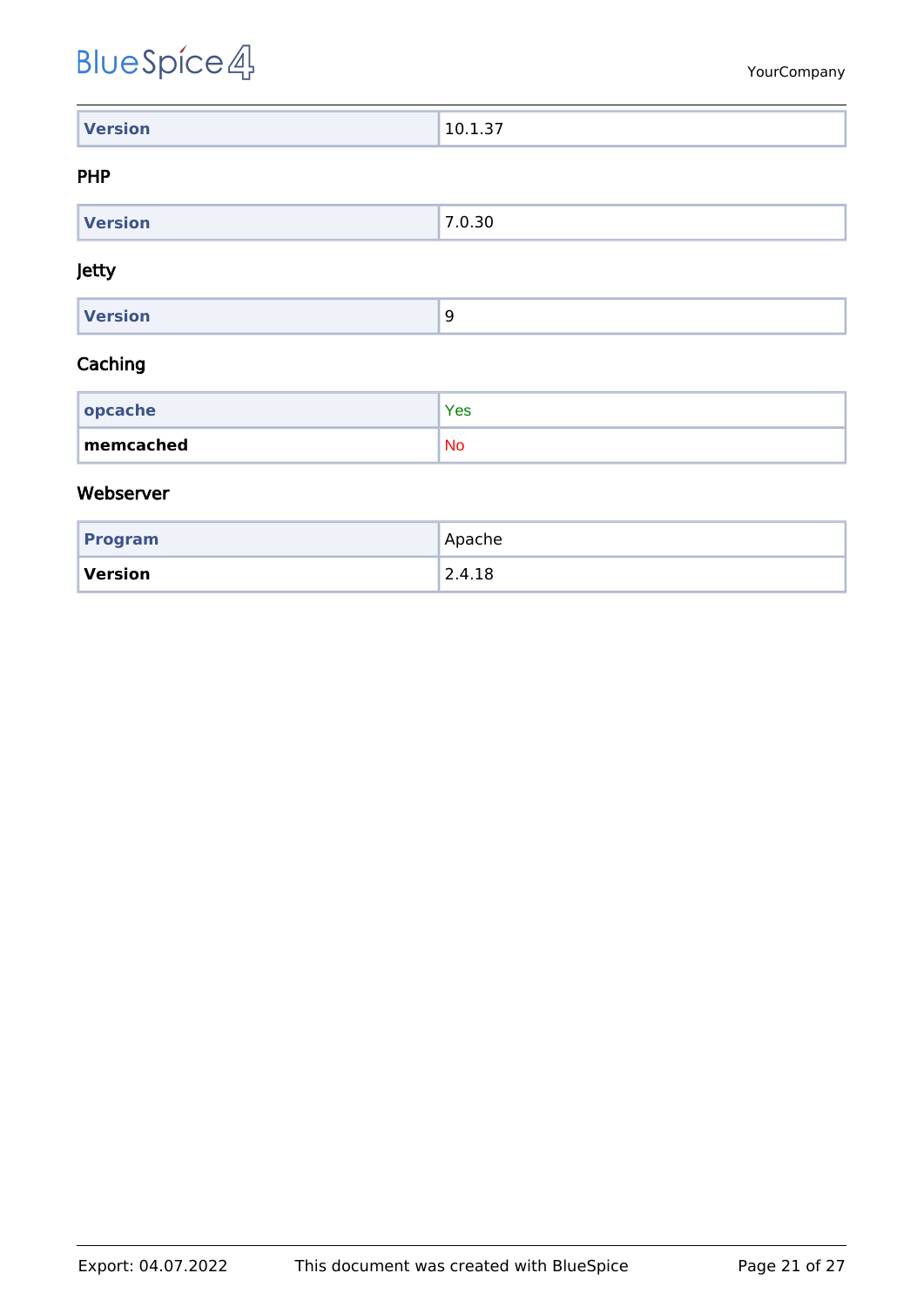| Version | 10.1.37 |
|---|---|

### PHP

| Version | 7.0.30 |
|---|---|

### Jetty

| Version | 9 |
|---|---|

### Caching

| opcache | Yes |
|---|---|
| **memcached** | No |

### Webserver

| Program | Apache |
|---|---|
| **Version** | 2.4.18 |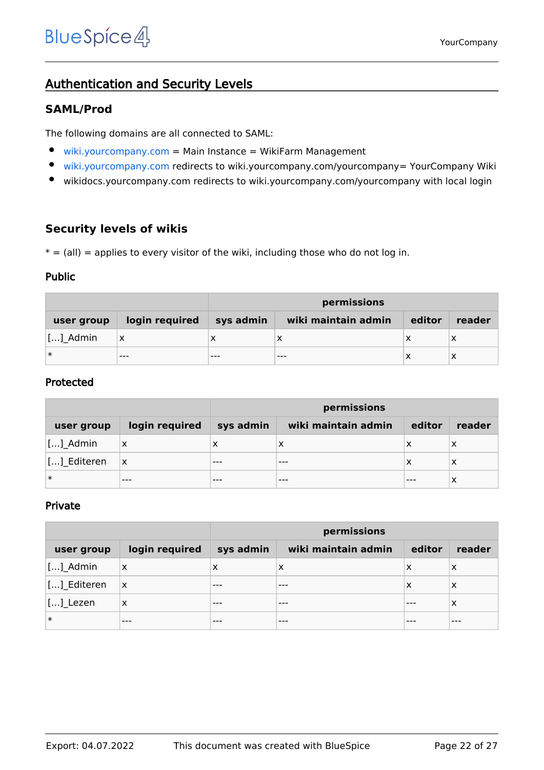## Authentication and Security Levels

### SAML/Prod

The following domains are all connected to SAML:

- wiki.yourcompany.com = Main Instance = WikiFarm Management
- wiki.yourcompany.com redirects to wiki.yourcompany.com/yourcompany= YourCompany Wiki
- wikidocs.yourcompany.com redirects to wiki.yourcompany.com/yourcompany with local login

### Security levels of wikis

* = (all) = applies to every visitor of the wiki, including those who do not log in.

#### Public

| | | permissions | | | |
|---|---|---|---|---|---|
| **user group** | **login required** | **sys admin** | **wiki maintain admin** | **editor** | **reader** |
| [...]_Admin | x | x | x | x | x |
| * | --- | --- | --- | x | x |

#### Protected

| | | permissions | | | |
|---|---|---|---|---|---|
| **user group** | **login required** | **sys admin** | **wiki maintain admin** | **editor** | **reader** |
| [...]_Admin | x | x | x | x | x |
| [...]_Editeren | x | --- | --- | x | x |
| * | --- | --- | --- | --- | x |

#### Private

| | | permissions | | | |
|---|---|---|---|---|---|
| **user group** | **login required** | **sys admin** | **wiki maintain admin** | **editor** | **reader** |
| [...]_Admin | x | x | x | x | x |
| [...]_Editeren | x | --- | --- | x | x |
| [...]_Lezen | x | --- | --- | --- | x |
| * | --- | --- | --- | --- | --- |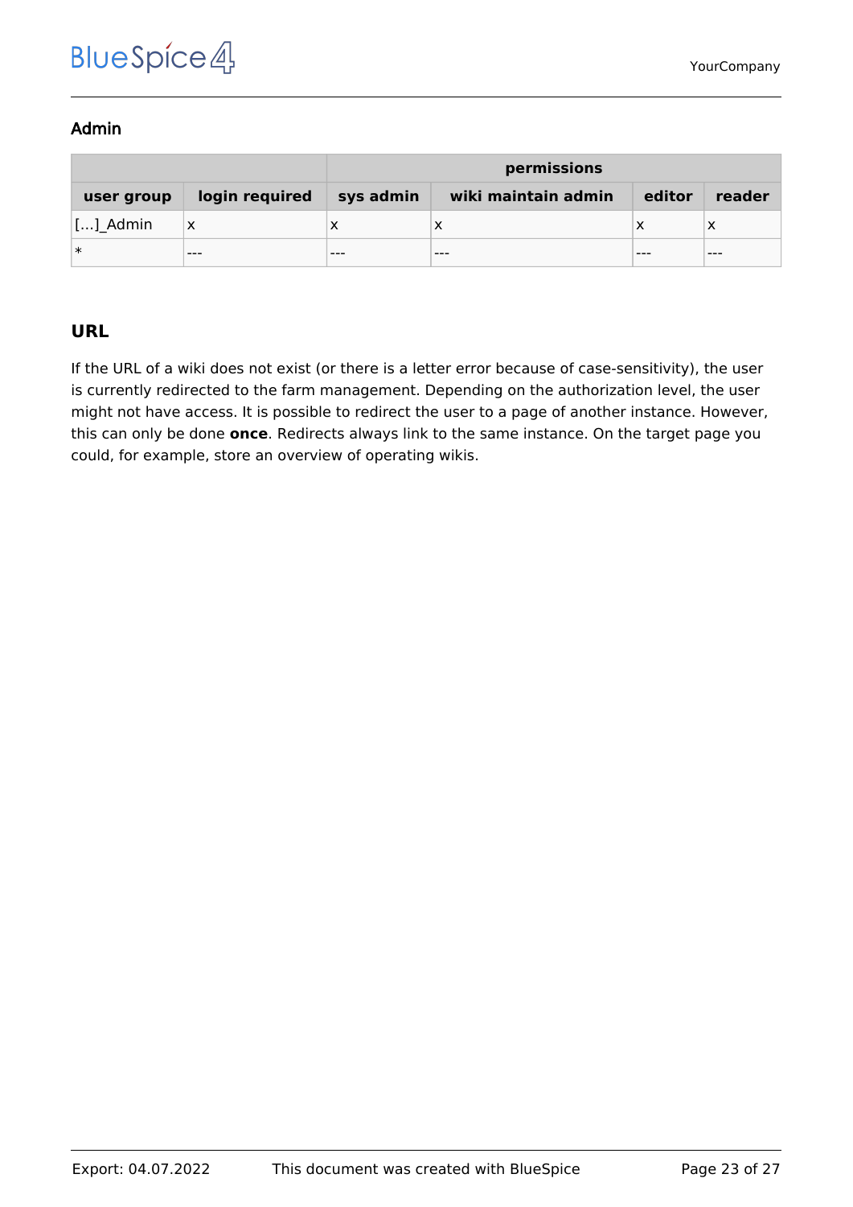### Admin

| | | permissions | | | |
|---|---|---|---|---|---|
| **user group** | **login required** | **sys admin** | **wiki maintain admin** | **editor** | **reader** |
| [...]_Admin | x | x | x | x | x |
| * | --- | --- | --- | --- | --- |

## URL

If the URL of a wiki does not exist (or there is a letter error because of case-sensitivity), the user is currently redirected to the farm management. Depending on the authorization level, the user might not have access. It is possible to redirect the user to a page of another instance. However, this can only be done **once**. Redirects always link to the same instance. On the target page you could, for example, store an overview of operating wikis.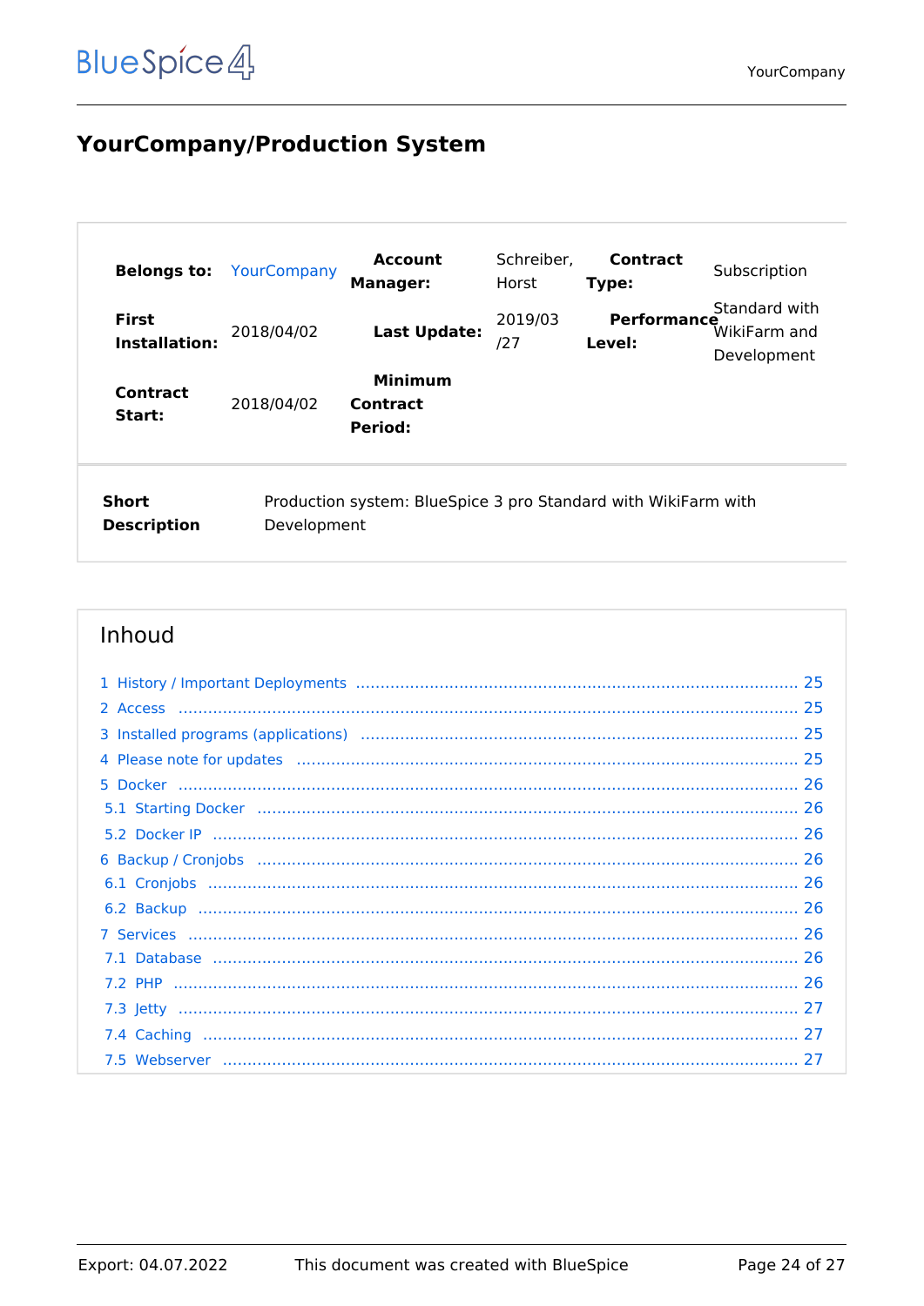# YourCompany/Production System

| Belongs to: | YourCompany | Account Manager: | Schreiber, Horst | Contract Type: | Subscription |
|---|---|---|---|---|---|
| First Installation: | 2018/04/02 | Last Update: | 2019/03/27 | Performance Level: | Standard with WikiFarm and Development |
| Contract Start: | 2018/04/02 | Minimum Contract Period: | | | |

| Short Description | Production system: BlueSpice 3 pro Standard with WikiFarm with Development |
|---|---|

## Inhoud

1 History / Important Deployments ... 25
2 Access ... 25
3 Installed programs (applications) ... 25
4 Please note for updates ... 25
5 Docker ... 26
  5.1 Starting Docker ... 26
  5.2 Docker IP ... 26
6 Backup / Cronjobs ... 26
  6.1 Cronjobs ... 26
  6.2 Backup ... 26
7 Services ... 26
  7.1 Database ... 26
  7.2 PHP ... 26
  7.3 Jetty ... 27
  7.4 Caching ... 27
  7.5 Webserver ... 27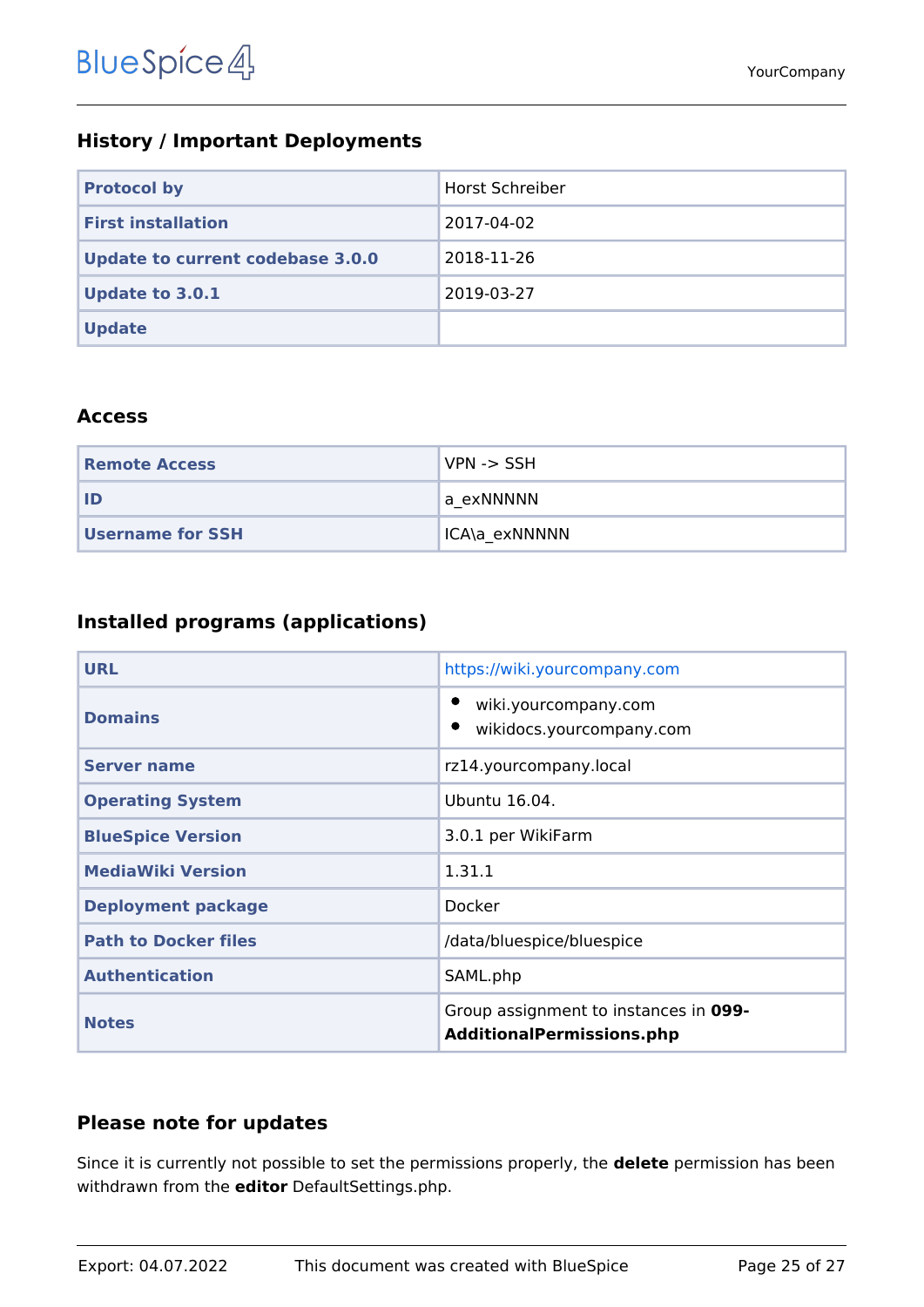## History / Important Deployments

| Protocol by | Horst Schreiber |
|---|---|
| First installation | 2017-04-02 |
| Update to current codebase 3.0.0 | 2018-11-26 |
| Update to 3.0.1 | 2019-03-27 |
| Update | |

## Access

| Remote Access | VPN -> SSH |
|---|---|
| ID | a_exNNNNN |
| Username for SSH | ICA\a_exNNNNN |

## Installed programs (applications)

| URL | https://wiki.yourcompany.com |
|---|---|
| Domains | • wiki.yourcompany.com<br>• wikidocs.yourcompany.com |
| Server name | rz14.yourcompany.local |
| Operating System | Ubuntu 16.04. |
| BlueSpice Version | 3.0.1 per WikiFarm |
| MediaWiki Version | 1.31.1 |
| Deployment package | Docker |
| Path to Docker files | /data/bluespice/bluespice |
| Authentication | SAML.php |
| Notes | Group assignment to instances in **099-AdditionalPermissions.php** |

## Please note for updates

Since it is currently not possible to set the permissions properly, the **delete** permission has been withdrawn from the **editor** DefaultSettings.php.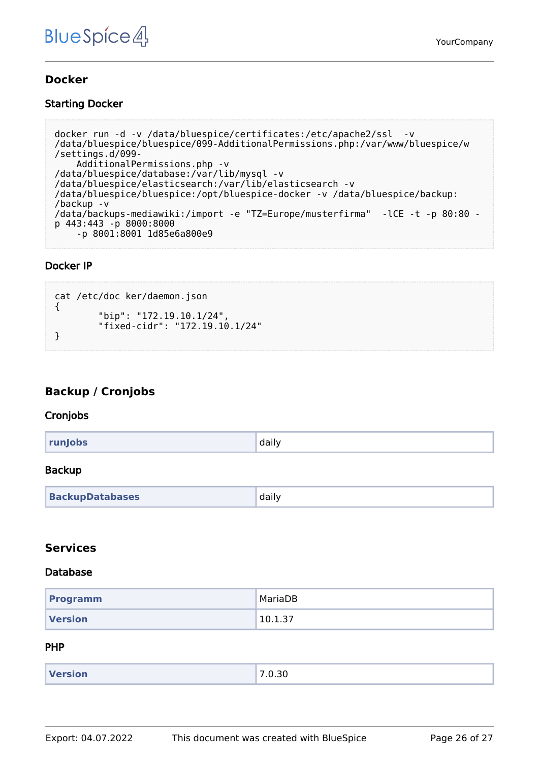## Docker

### Starting Docker

```
docker run -d -v /data/bluespice/certificates:/etc/apache2/ssl  -v
/data/bluespice/bluespice/099-AdditionalPermissions.php:/var/www/bluespice/w
/settings.d/099-
    AdditionalPermissions.php -v
/data/bluespice/database:/var/lib/mysql -v
/data/bluespice/elasticsearch:/var/lib/elasticsearch -v
/data/bluespice/bluespice:/opt/bluespice-docker -v /data/bluespice/backup:
/backup -v
/data/backups-mediawiki:/import -e "TZ=Europe/musterfirma"  -lCE -t -p 80:80 -
p 443:443 -p 8000:8000
    -p 8001:8001 1d85e6a800e9
```

### Docker IP

```
cat /etc/doc ker/daemon.json
{
        "bip": "172.19.10.1/24",
        "fixed-cidr": "172.19.10.1/24"
}
```

## Backup / Cronjobs

### Cronjobs

| | |
|---|---|
| **runJobs** | daily |

### Backup

| | |
|---|---|
| **BackupDatabases** | daily |

## Services

### Database

| | |
|---|---|
| **Programm** | MariaDB |
| **Version** | 10.1.37 |

### PHP

| | |
|---|---|
| **Version** | 7.0.30 |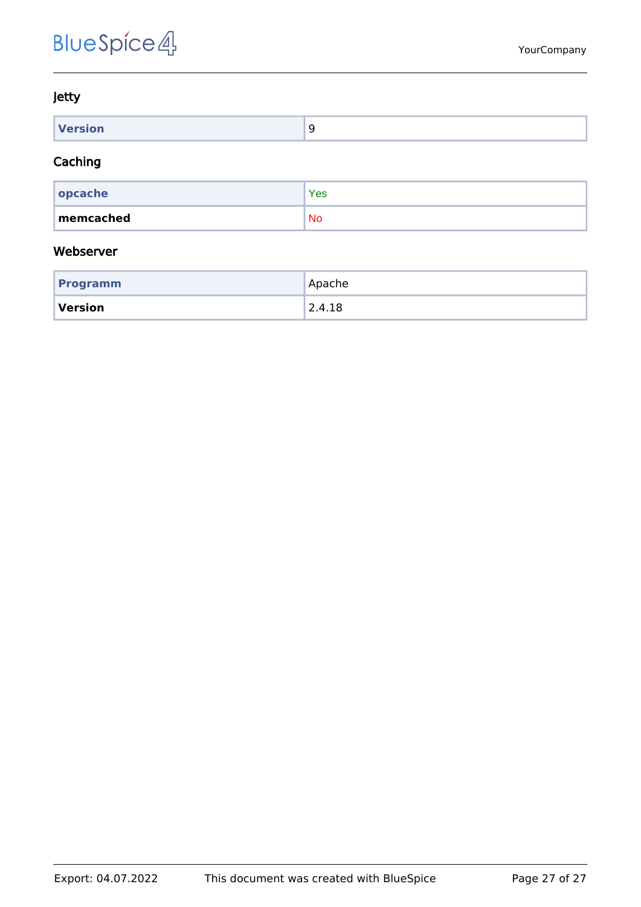### Jetty

| | |
|---|---|
| **Version** | 9 |

### Caching

| | |
|---|---|
| **opcache** | Yes |
| **memcached** | No |

### Webserver

| | |
|---|---|
| **Programm** | Apache |
| **Version** | 2.4.18 |